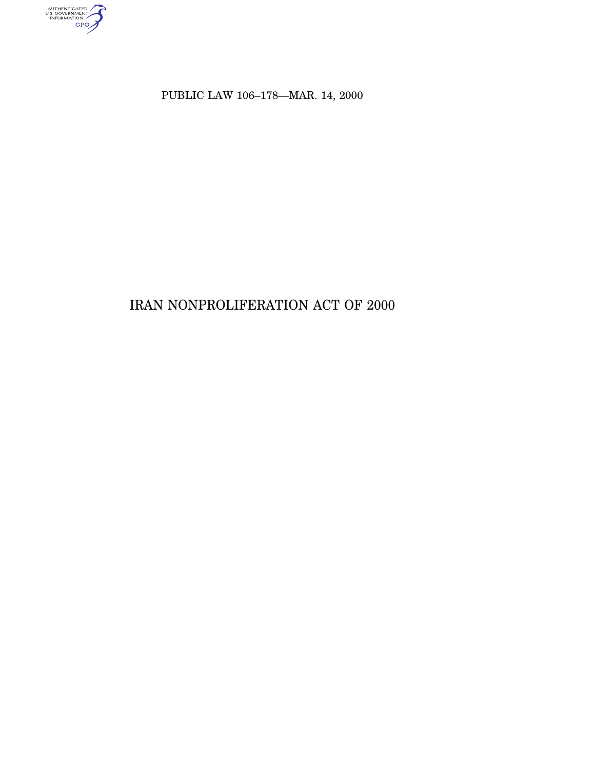PUBLIC LAW 106–178—MAR. 14, 2000

# IRAN NONPROLIFERATION ACT OF 2000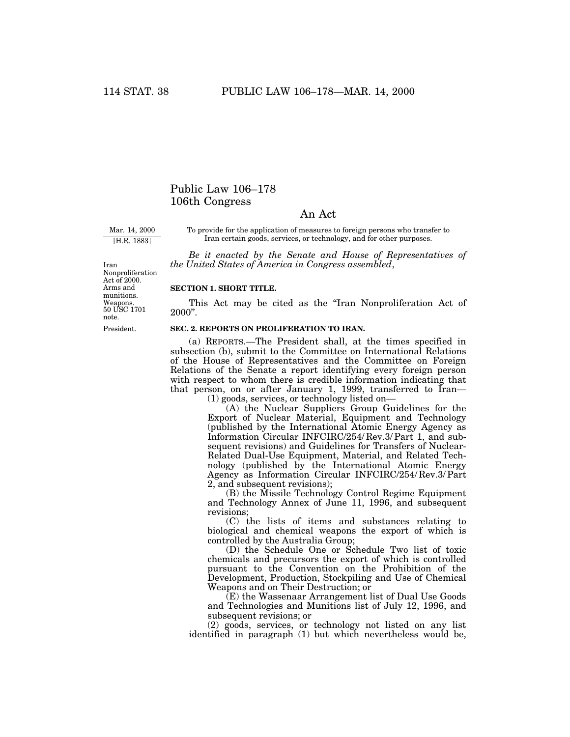# Public Law 106–178
# 106th Congress

## An Act

Mar. 14, 2000
[H.R. 1883]

To provide for the application of measures to foreign persons who transfer to Iran certain goods, services, or technology, and for other purposes.

*Be it enacted by the Senate and House of Representatives of the United States of America in Congress assembled*,

Iran Nonproliferation Act of 2000. Arms and munitions. Weapons. 50 USC 1701 note.

**SECTION 1. SHORT TITLE.**

This Act may be cited as the "Iran Nonproliferation Act of 2000".

President.

**SEC. 2. REPORTS ON PROLIFERATION TO IRAN.**

(a) REPORTS.—The President shall, at the times specified in subsection (b), submit to the Committee on International Relations of the House of Representatives and the Committee on Foreign Relations of the Senate a report identifying every foreign person with respect to whom there is credible information indicating that that person, on or after January 1, 1999, transferred to Iran—

(1) goods, services, or technology listed on—

(A) the Nuclear Suppliers Group Guidelines for the Export of Nuclear Material, Equipment and Technology (published by the International Atomic Energy Agency as Information Circular INFCIRC/254/Rev.3/Part 1, and subsequent revisions) and Guidelines for Transfers of Nuclear-Related Dual-Use Equipment, Material, and Related Technology (published by the International Atomic Energy Agency as Information Circular INFCIRC/254/Rev.3/Part 2, and subsequent revisions);

(B) the Missile Technology Control Regime Equipment and Technology Annex of June 11, 1996, and subsequent revisions;

(C) the lists of items and substances relating to biological and chemical weapons the export of which is controlled by the Australia Group;

(D) the Schedule One or Schedule Two list of toxic chemicals and precursors the export of which is controlled pursuant to the Convention on the Prohibition of the Development, Production, Stockpiling and Use of Chemical Weapons and on Their Destruction; or

(E) the Wassenaar Arrangement list of Dual Use Goods and Technologies and Munitions list of July 12, 1996, and subsequent revisions; or

(2) goods, services, or technology not listed on any list identified in paragraph (1) but which nevertheless would be,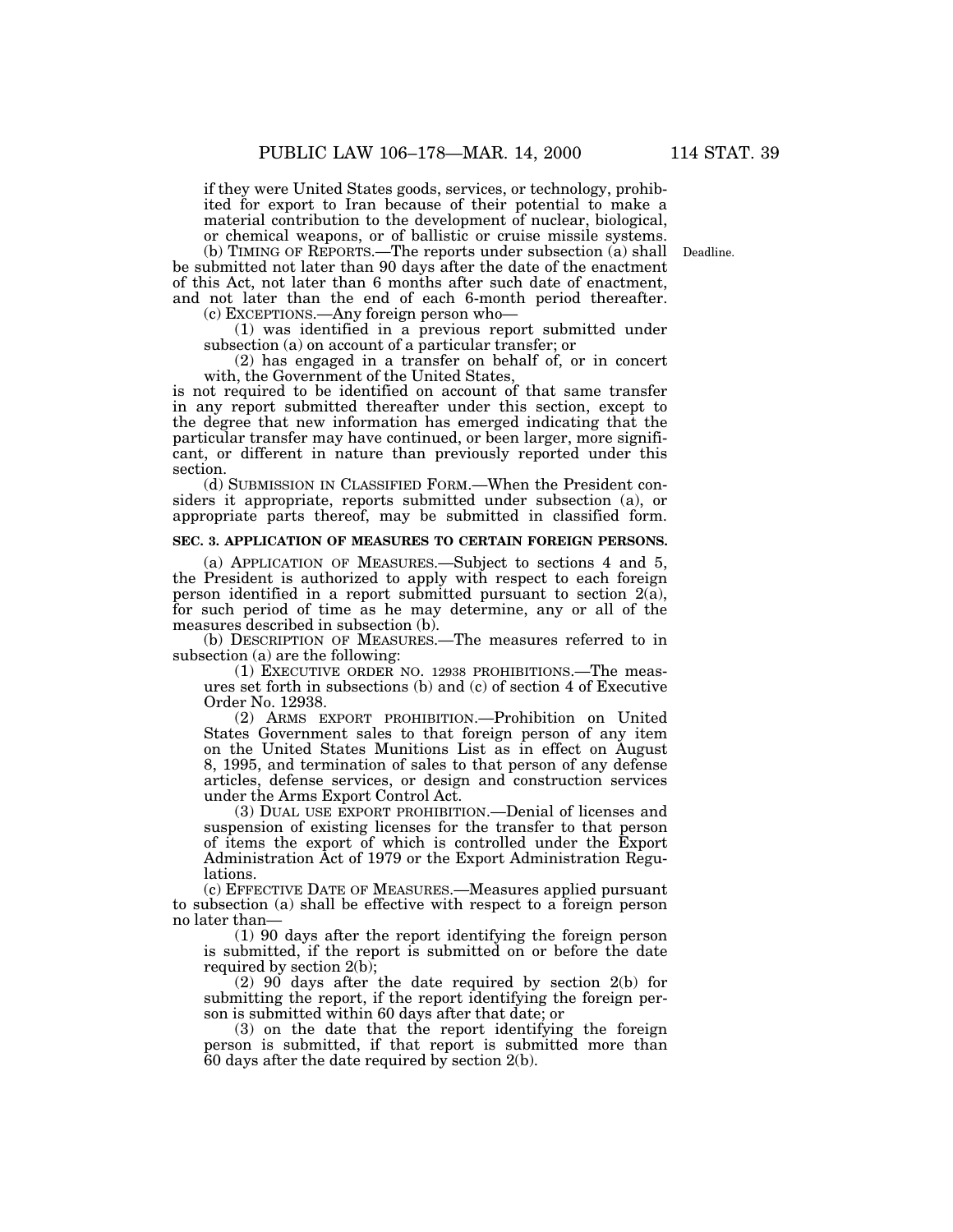if they were United States goods, services, or technology, prohibited for export to Iran because of their potential to make a material contribution to the development of nuclear, biological, or chemical weapons, or of ballistic or cruise missile systems.

(b) TIMING OF REPORTS.—The reports under subsection (a) shall be submitted not later than 90 days after the date of the enactment of this Act, not later than 6 months after such date of enactment, and not later than the end of each 6-month period thereafter.

Deadline.

(c) EXCEPTIONS.—Any foreign person who—

(1) was identified in a previous report submitted under subsection (a) on account of a particular transfer; or

(2) has engaged in a transfer on behalf of, or in concert with, the Government of the United States,

is not required to be identified on account of that same transfer in any report submitted thereafter under this section, except to the degree that new information has emerged indicating that the particular transfer may have continued, or been larger, more significant, or different in nature than previously reported under this section.

(d) SUBMISSION IN CLASSIFIED FORM.—When the President considers it appropriate, reports submitted under subsection (a), or appropriate parts thereof, may be submitted in classified form.

**SEC. 3. APPLICATION OF MEASURES TO CERTAIN FOREIGN PERSONS.**

(a) APPLICATION OF MEASURES.—Subject to sections 4 and 5, the President is authorized to apply with respect to each foreign person identified in a report submitted pursuant to section 2(a), for such period of time as he may determine, any or all of the measures described in subsection (b).

(b) DESCRIPTION OF MEASURES.—The measures referred to in subsection (a) are the following:

(1) EXECUTIVE ORDER NO. 12938 PROHIBITIONS.—The measures set forth in subsections (b) and (c) of section 4 of Executive Order No. 12938.

(2) ARMS EXPORT PROHIBITION.—Prohibition on United States Government sales to that foreign person of any item on the United States Munitions List as in effect on August 8, 1995, and termination of sales to that person of any defense articles, defense services, or design and construction services under the Arms Export Control Act.

(3) DUAL USE EXPORT PROHIBITION.—Denial of licenses and suspension of existing licenses for the transfer to that person of items the export of which is controlled under the Export Administration Act of 1979 or the Export Administration Regulations.

(c) EFFECTIVE DATE OF MEASURES.—Measures applied pursuant to subsection (a) shall be effective with respect to a foreign person no later than—

(1) 90 days after the report identifying the foreign person is submitted, if the report is submitted on or before the date required by section 2(b);

(2) 90 days after the date required by section 2(b) for submitting the report, if the report identifying the foreign person is submitted within 60 days after that date; or

(3) on the date that the report identifying the foreign person is submitted, if that report is submitted more than 60 days after the date required by section 2(b).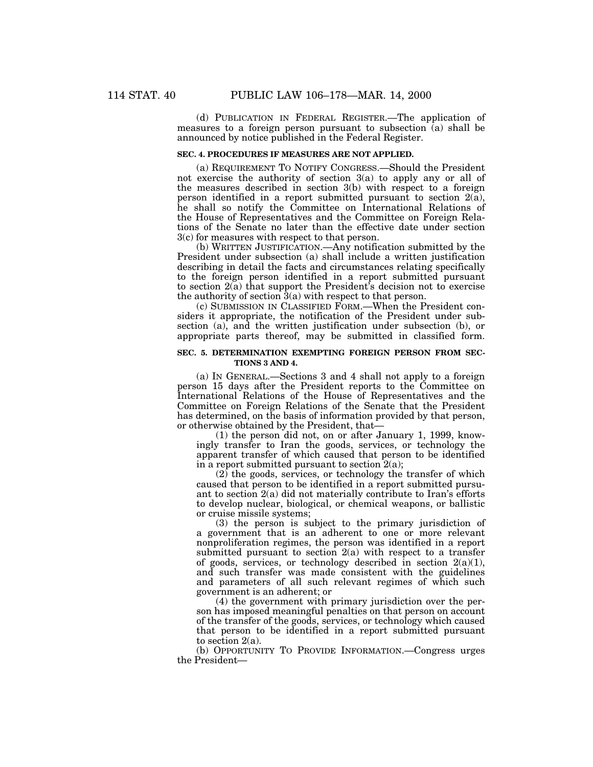(d) PUBLICATION IN FEDERAL REGISTER.—The application of measures to a foreign person pursuant to subsection (a) shall be announced by notice published in the Federal Register.

### SEC. 4. PROCEDURES IF MEASURES ARE NOT APPLIED.

(a) REQUIREMENT TO NOTIFY CONGRESS.—Should the President not exercise the authority of section 3(a) to apply any or all of the measures described in section 3(b) with respect to a foreign person identified in a report submitted pursuant to section 2(a), he shall so notify the Committee on International Relations of the House of Representatives and the Committee on Foreign Relations of the Senate no later than the effective date under section 3(c) for measures with respect to that person.

(b) WRITTEN JUSTIFICATION.—Any notification submitted by the President under subsection (a) shall include a written justification describing in detail the facts and circumstances relating specifically to the foreign person identified in a report submitted pursuant to section 2(a) that support the President's decision not to exercise the authority of section 3(a) with respect to that person.

(c) SUBMISSION IN CLASSIFIED FORM.—When the President considers it appropriate, the notification of the President under subsection (a), and the written justification under subsection (b), or appropriate parts thereof, may be submitted in classified form.

### SEC. 5. DETERMINATION EXEMPTING FOREIGN PERSON FROM SECTIONS 3 AND 4.

(a) IN GENERAL.—Sections 3 and 4 shall not apply to a foreign person 15 days after the President reports to the Committee on International Relations of the House of Representatives and the Committee on Foreign Relations of the Senate that the President has determined, on the basis of information provided by that person, or otherwise obtained by the President, that—

(1) the person did not, on or after January 1, 1999, knowingly transfer to Iran the goods, services, or technology the apparent transfer of which caused that person to be identified in a report submitted pursuant to section 2(a);

(2) the goods, services, or technology the transfer of which caused that person to be identified in a report submitted pursuant to section 2(a) did not materially contribute to Iran's efforts to develop nuclear, biological, or chemical weapons, or ballistic or cruise missile systems;

(3) the person is subject to the primary jurisdiction of a government that is an adherent to one or more relevant nonproliferation regimes, the person was identified in a report submitted pursuant to section 2(a) with respect to a transfer of goods, services, or technology described in section 2(a)(1), and such transfer was made consistent with the guidelines and parameters of all such relevant regimes of which such government is an adherent; or

(4) the government with primary jurisdiction over the person has imposed meaningful penalties on that person on account of the transfer of the goods, services, or technology which caused that person to be identified in a report submitted pursuant to section 2(a).

(b) OPPORTUNITY TO PROVIDE INFORMATION.—Congress urges the President—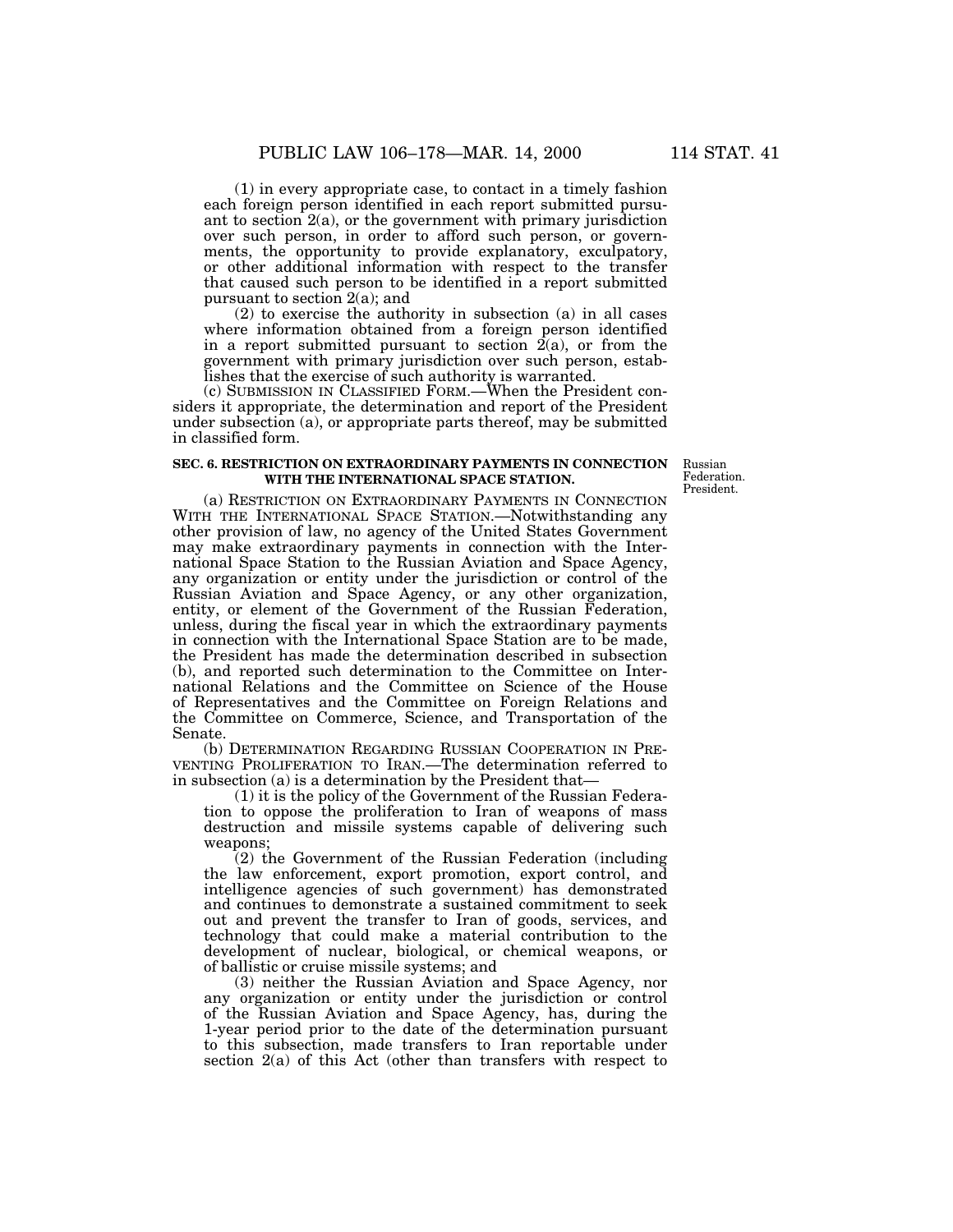(1) in every appropriate case, to contact in a timely fashion each foreign person identified in each report submitted pursuant to section 2(a), or the government with primary jurisdiction over such person, in order to afford such person, or governments, the opportunity to provide explanatory, exculpatory, or other additional information with respect to the transfer that caused such person to be identified in a report submitted pursuant to section 2(a); and

(2) to exercise the authority in subsection (a) in all cases where information obtained from a foreign person identified in a report submitted pursuant to section 2(a), or from the government with primary jurisdiction over such person, establishes that the exercise of such authority is warranted.

(c) SUBMISSION IN CLASSIFIED FORM.—When the President considers it appropriate, the determination and report of the President under subsection (a), or appropriate parts thereof, may be submitted in classified form.

Russian Federation. President.

**SEC. 6. RESTRICTION ON EXTRAORDINARY PAYMENTS IN CONNECTION WITH THE INTERNATIONAL SPACE STATION.**

(a) RESTRICTION ON EXTRAORDINARY PAYMENTS IN CONNECTION WITH THE INTERNATIONAL SPACE STATION.—Notwithstanding any other provision of law, no agency of the United States Government may make extraordinary payments in connection with the International Space Station to the Russian Aviation and Space Agency, any organization or entity under the jurisdiction or control of the Russian Aviation and Space Agency, or any other organization, entity, or element of the Government of the Russian Federation, unless, during the fiscal year in which the extraordinary payments in connection with the International Space Station are to be made, the President has made the determination described in subsection (b), and reported such determination to the Committee on International Relations and the Committee on Science of the House of Representatives and the Committee on Foreign Relations and the Committee on Commerce, Science, and Transportation of the Senate.

(b) DETERMINATION REGARDING RUSSIAN COOPERATION IN PREVENTING PROLIFERATION TO IRAN.—The determination referred to in subsection (a) is a determination by the President that—

(1) it is the policy of the Government of the Russian Federation to oppose the proliferation to Iran of weapons of mass destruction and missile systems capable of delivering such weapons;

(2) the Government of the Russian Federation (including the law enforcement, export promotion, export control, and intelligence agencies of such government) has demonstrated and continues to demonstrate a sustained commitment to seek out and prevent the transfer to Iran of goods, services, and technology that could make a material contribution to the development of nuclear, biological, or chemical weapons, or of ballistic or cruise missile systems; and

(3) neither the Russian Aviation and Space Agency, nor any organization or entity under the jurisdiction or control of the Russian Aviation and Space Agency, has, during the 1-year period prior to the date of the determination pursuant to this subsection, made transfers to Iran reportable under section 2(a) of this Act (other than transfers with respect to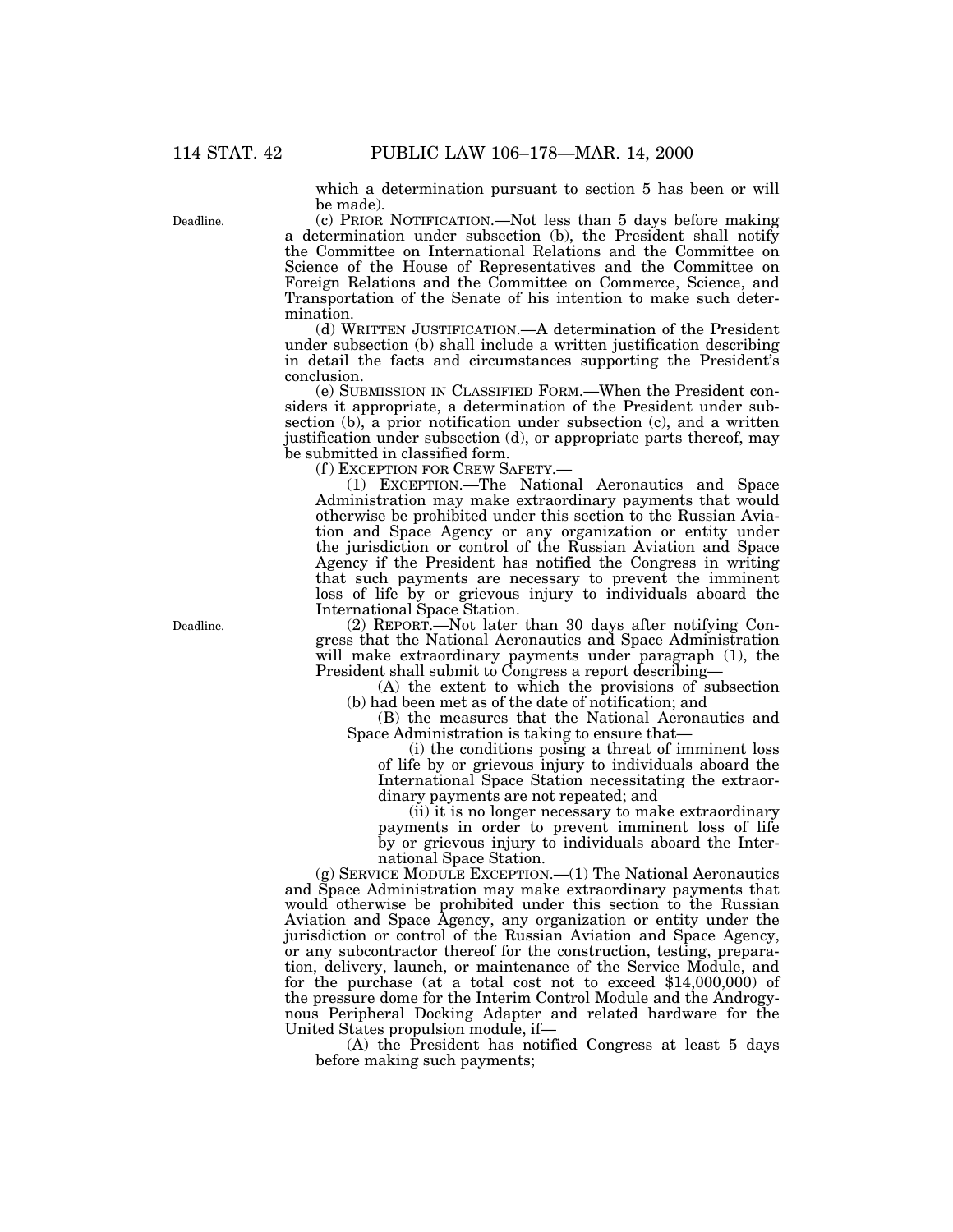which a determination pursuant to section 5 has been or will be made).

Deadline.

(c) PRIOR NOTIFICATION.—Not less than 5 days before making a determination under subsection (b), the President shall notify the Committee on International Relations and the Committee on Science of the House of Representatives and the Committee on Foreign Relations and the Committee on Commerce, Science, and Transportation of the Senate of his intention to make such determination.

(d) WRITTEN JUSTIFICATION.—A determination of the President under subsection (b) shall include a written justification describing in detail the facts and circumstances supporting the President's conclusion.

(e) SUBMISSION IN CLASSIFIED FORM.—When the President considers it appropriate, a determination of the President under subsection (b), a prior notification under subsection (c), and a written justification under subsection (d), or appropriate parts thereof, may be submitted in classified form.

(f) EXCEPTION FOR CREW SAFETY.—

(1) EXCEPTION.—The National Aeronautics and Space Administration may make extraordinary payments that would otherwise be prohibited under this section to the Russian Aviation and Space Agency or any organization or entity under the jurisdiction or control of the Russian Aviation and Space Agency if the President has notified the Congress in writing that such payments are necessary to prevent the imminent loss of life by or grievous injury to individuals aboard the International Space Station.

Deadline.

(2) REPORT.—Not later than 30 days after notifying Congress that the National Aeronautics and Space Administration will make extraordinary payments under paragraph (1), the President shall submit to Congress a report describing—

(A) the extent to which the provisions of subsection (b) had been met as of the date of notification; and

(B) the measures that the National Aeronautics and Space Administration is taking to ensure that—

(i) the conditions posing a threat of imminent loss of life by or grievous injury to individuals aboard the International Space Station necessitating the extraordinary payments are not repeated; and

(ii) it is no longer necessary to make extraordinary payments in order to prevent imminent loss of life by or grievous injury to individuals aboard the International Space Station.

(g) SERVICE MODULE EXCEPTION.—(1) The National Aeronautics and Space Administration may make extraordinary payments that would otherwise be prohibited under this section to the Russian Aviation and Space Agency, any organization or entity under the jurisdiction or control of the Russian Aviation and Space Agency, or any subcontractor thereof for the construction, testing, preparation, delivery, launch, or maintenance of the Service Module, and for the purchase (at a total cost not to exceed $14,000,000) of the pressure dome for the Interim Control Module and the Androgynous Peripheral Docking Adapter and related hardware for the United States propulsion module, if—

(A) the President has notified Congress at least 5 days before making such payments;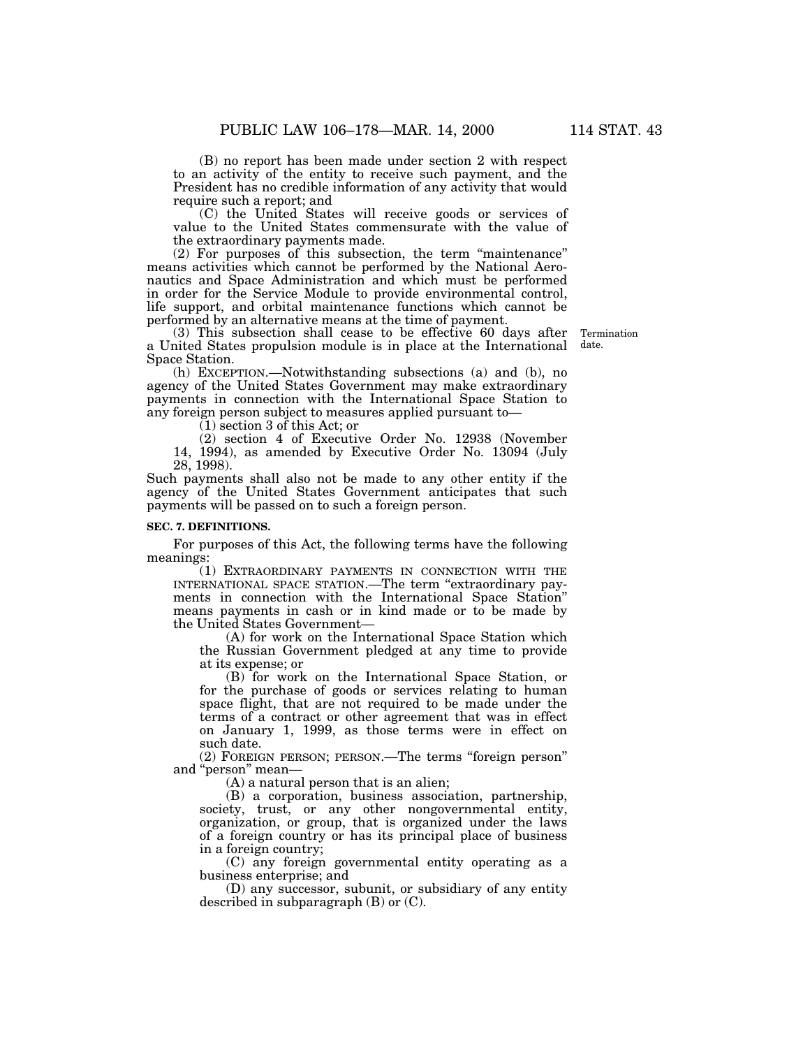(B) no report has been made under section 2 with respect to an activity of the entity to receive such payment, and the President has no credible information of any activity that would require such a report; and

(C) the United States will receive goods or services of value to the United States commensurate with the value of the extraordinary payments made.

(2) For purposes of this subsection, the term "maintenance" means activities which cannot be performed by the National Aeronautics and Space Administration and which must be performed in order for the Service Module to provide environmental control, life support, and orbital maintenance functions which cannot be performed by an alternative means at the time of payment.

(3) This subsection shall cease to be effective 60 days after a United States propulsion module is in place at the International Space Station.

Termination date.

(h) EXCEPTION.—Notwithstanding subsections (a) and (b), no agency of the United States Government may make extraordinary payments in connection with the International Space Station to any foreign person subject to measures applied pursuant to—

(1) section 3 of this Act; or

(2) section 4 of Executive Order No. 12938 (November 14, 1994), as amended by Executive Order No. 13094 (July 28, 1998).

Such payments shall also not be made to any other entity if the agency of the United States Government anticipates that such payments will be passed on to such a foreign person.

**SEC. 7. DEFINITIONS.**

For purposes of this Act, the following terms have the following meanings:

(1) EXTRAORDINARY PAYMENTS IN CONNECTION WITH THE INTERNATIONAL SPACE STATION.—The term "extraordinary payments in connection with the International Space Station" means payments in cash or in kind made or to be made by the United States Government—

(A) for work on the International Space Station which the Russian Government pledged at any time to provide at its expense; or

(B) for work on the International Space Station, or for the purchase of goods or services relating to human space flight, that are not required to be made under the terms of a contract or other agreement that was in effect on January 1, 1999, as those terms were in effect on such date.

(2) FOREIGN PERSON; PERSON.—The terms "foreign person" and "person" mean—

(A) a natural person that is an alien;

(B) a corporation, business association, partnership, society, trust, or any other nongovernmental entity, organization, or group, that is organized under the laws of a foreign country or has its principal place of business in a foreign country;

(C) any foreign governmental entity operating as a business enterprise; and

(D) any successor, subunit, or subsidiary of any entity described in subparagraph (B) or (C).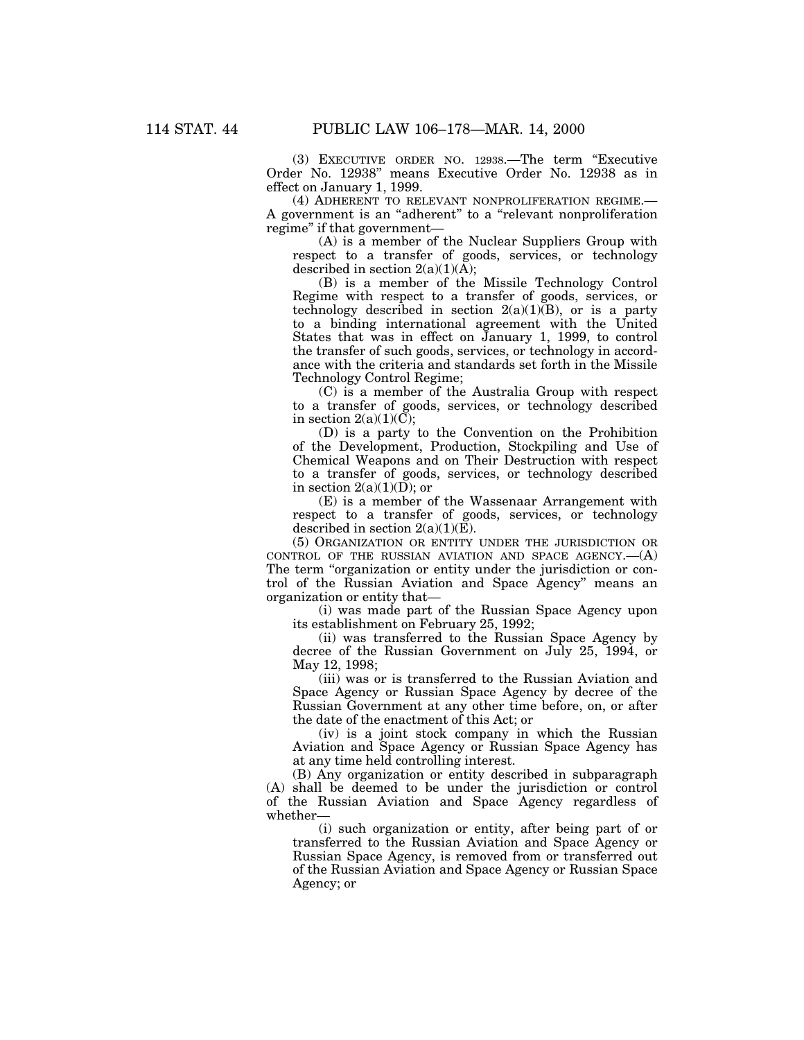(3) EXECUTIVE ORDER NO. 12938.—The term "Executive Order No. 12938" means Executive Order No. 12938 as in effect on January 1, 1999.

(4) ADHERENT TO RELEVANT NONPROLIFERATION REGIME.—A government is an "adherent" to a "relevant nonproliferation regime" if that government—

(A) is a member of the Nuclear Suppliers Group with respect to a transfer of goods, services, or technology described in section 2(a)(1)(A);

(B) is a member of the Missile Technology Control Regime with respect to a transfer of goods, services, or technology described in section 2(a)(1)(B), or is a party to a binding international agreement with the United States that was in effect on January 1, 1999, to control the transfer of such goods, services, or technology in accordance with the criteria and standards set forth in the Missile Technology Control Regime;

(C) is a member of the Australia Group with respect to a transfer of goods, services, or technology described in section 2(a)(1)(C);

(D) is a party to the Convention on the Prohibition of the Development, Production, Stockpiling and Use of Chemical Weapons and on Their Destruction with respect to a transfer of goods, services, or technology described in section 2(a)(1)(D); or

(E) is a member of the Wassenaar Arrangement with respect to a transfer of goods, services, or technology described in section 2(a)(1)(E).

(5) ORGANIZATION OR ENTITY UNDER THE JURISDICTION OR CONTROL OF THE RUSSIAN AVIATION AND SPACE AGENCY.—(A) The term "organization or entity under the jurisdiction or control of the Russian Aviation and Space Agency" means an organization or entity that—

(i) was made part of the Russian Space Agency upon its establishment on February 25, 1992;

(ii) was transferred to the Russian Space Agency by decree of the Russian Government on July 25, 1994, or May 12, 1998;

(iii) was or is transferred to the Russian Aviation and Space Agency or Russian Space Agency by decree of the Russian Government at any other time before, on, or after the date of the enactment of this Act; or

(iv) is a joint stock company in which the Russian Aviation and Space Agency or Russian Space Agency has at any time held controlling interest.

(B) Any organization or entity described in subparagraph (A) shall be deemed to be under the jurisdiction or control of the Russian Aviation and Space Agency regardless of whether—

(i) such organization or entity, after being part of or transferred to the Russian Aviation and Space Agency or Russian Space Agency, is removed from or transferred out of the Russian Aviation and Space Agency or Russian Space Agency; or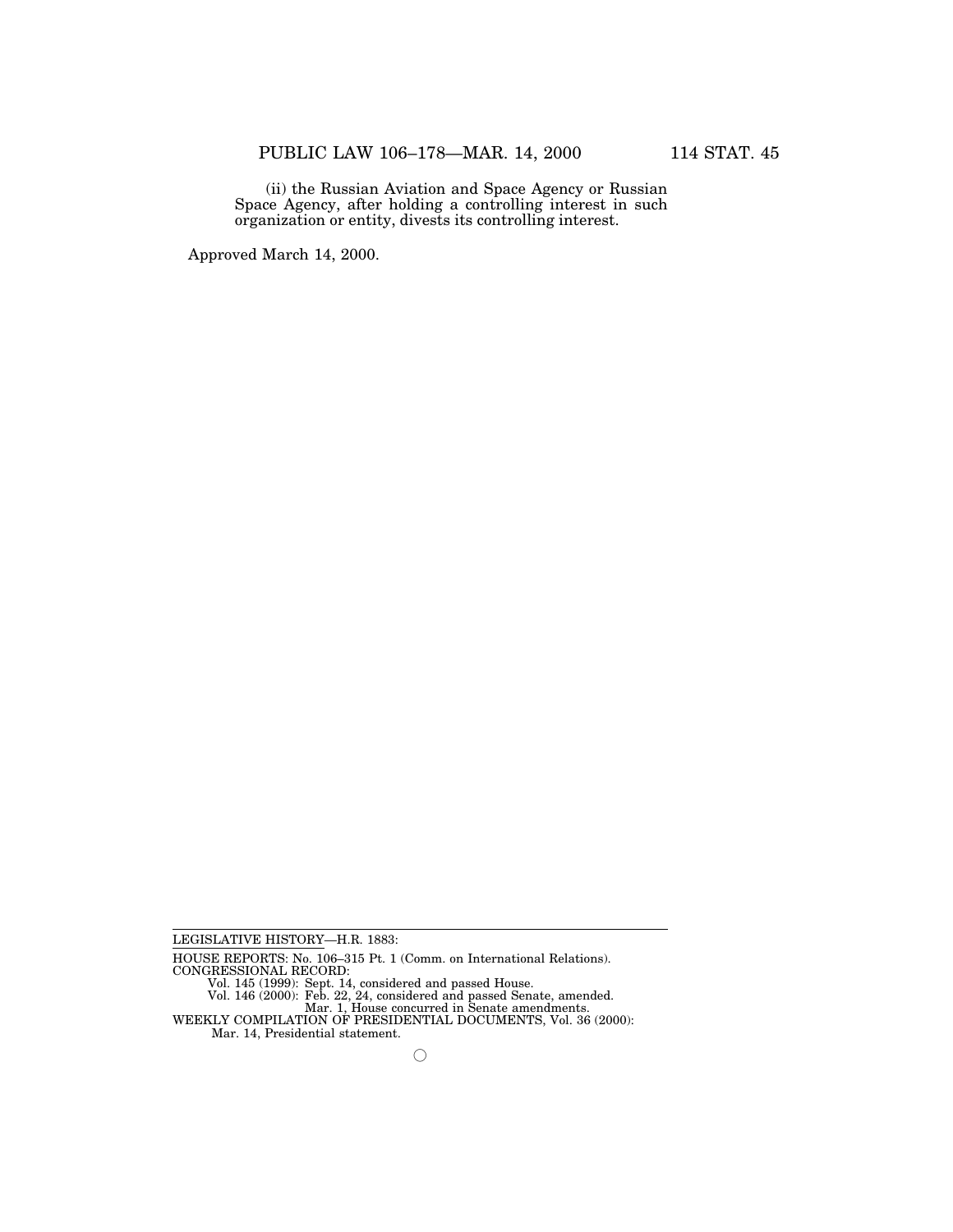(ii) the Russian Aviation and Space Agency or Russian Space Agency, after holding a controlling interest in such organization or entity, divests its controlling interest.

Approved March 14, 2000.

---

LEGISLATIVE HISTORY—H.R. 1883:

HOUSE REPORTS: No. 106–315 Pt. 1 (Comm. on International Relations).
CONGRESSIONAL RECORD:
Vol. 145 (1999): Sept. 14, considered and passed House.
Vol. 146 (2000): Feb. 22, 24, considered and passed Senate, amended.
Mar. 1, House concurred in Senate amendments.
WEEKLY COMPILATION OF PRESIDENTIAL DOCUMENTS, Vol. 36 (2000):
Mar. 14, Presidential statement.